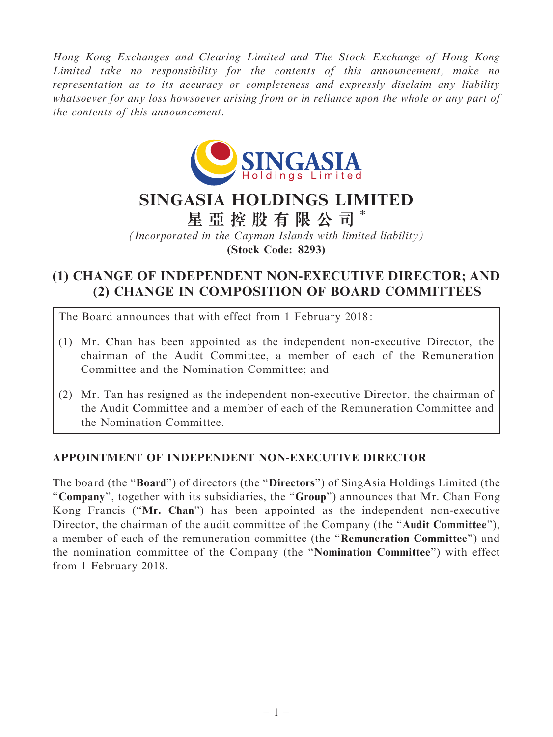*Hong Kong Exchanges and Clearing Limited and The Stock Exchange of Hong Kong Limited take no responsibility for the contents of this announcement, make no representation as to its accuracy or completeness and expressly disclaim any liability whatsoever for any loss howsoever arising from or in reliance upon the whole or any part of the contents of this announcement.*

# SINGASIA HOLDINGS LIMITED

# 星亞控股有限公司*

*(Incorporated in the Cayman Islands with limited liability)*

**(Stock Code: 8293)**

## (1) CHANGE OF INDEPENDENT NON-EXECUTIVE DIRECTOR; AND (2) CHANGE IN COMPOSITION OF BOARD COMMITTEES

The Board announces that with effect from 1 February 2018:

(1) Mr. Chan has been appointed as the independent non-executive Director, the chairman of the Audit Committee, a member of each of the Remuneration Committee and the Nomination Committee; and

(2) Mr. Tan has resigned as the independent non-executive Director, the chairman of the Audit Committee and a member of each of the Remuneration Committee and the Nomination Committee.

### APPOINTMENT OF INDEPENDENT NON-EXECUTIVE DIRECTOR

The board (the "**Board**") of directors (the "**Directors**") of SingAsia Holdings Limited (the "**Company**", together with its subsidiaries, the "**Group**") announces that Mr. Chan Fong Kong Francis ("**Mr. Chan**") has been appointed as the independent non-executive Director, the chairman of the audit committee of the Company (the "**Audit Committee**"), a member of each of the remuneration committee (the "**Remuneration Committee**") and the nomination committee of the Company (the "**Nomination Committee**") with effect from 1 February 2018.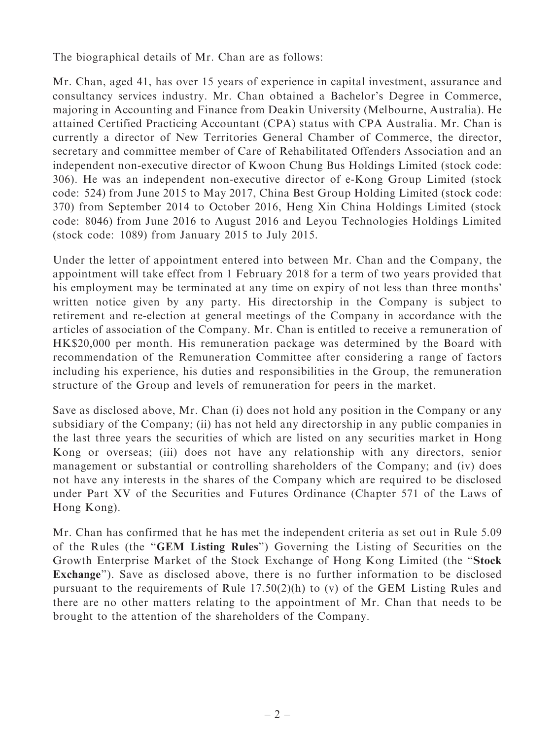The biographical details of Mr. Chan are as follows:

Mr. Chan, aged 41, has over 15 years of experience in capital investment, assurance and consultancy services industry. Mr. Chan obtained a Bachelor's Degree in Commerce, majoring in Accounting and Finance from Deakin University (Melbourne, Australia). He attained Certified Practicing Accountant (CPA) status with CPA Australia. Mr. Chan is currently a director of New Territories General Chamber of Commerce, the director, secretary and committee member of Care of Rehabilitated Offenders Association and an independent non-executive director of Kwoon Chung Bus Holdings Limited (stock code: 306). He was an independent non-executive director of e-Kong Group Limited (stock code: 524) from June 2015 to May 2017, China Best Group Holding Limited (stock code: 370) from September 2014 to October 2016, Heng Xin China Holdings Limited (stock code: 8046) from June 2016 to August 2016 and Leyou Technologies Holdings Limited (stock code: 1089) from January 2015 to July 2015.

Under the letter of appointment entered into between Mr. Chan and the Company, the appointment will take effect from 1 February 2018 for a term of two years provided that his employment may be terminated at any time on expiry of not less than three months' written notice given by any party. His directorship in the Company is subject to retirement and re-election at general meetings of the Company in accordance with the articles of association of the Company. Mr. Chan is entitled to receive a remuneration of HK$20,000 per month. His remuneration package was determined by the Board with recommendation of the Remuneration Committee after considering a range of factors including his experience, his duties and responsibilities in the Group, the remuneration structure of the Group and levels of remuneration for peers in the market.

Save as disclosed above, Mr. Chan (i) does not hold any position in the Company or any subsidiary of the Company; (ii) has not held any directorship in any public companies in the last three years the securities of which are listed on any securities market in Hong Kong or overseas; (iii) does not have any relationship with any directors, senior management or substantial or controlling shareholders of the Company; and (iv) does not have any interests in the shares of the Company which are required to be disclosed under Part XV of the Securities and Futures Ordinance (Chapter 571 of the Laws of Hong Kong).

Mr. Chan has confirmed that he has met the independent criteria as set out in Rule 5.09 of the Rules (the "**GEM Listing Rules**") Governing the Listing of Securities on the Growth Enterprise Market of the Stock Exchange of Hong Kong Limited (the "**Stock Exchange**"). Save as disclosed above, there is no further information to be disclosed pursuant to the requirements of Rule 17.50(2)(h) to (v) of the GEM Listing Rules and there are no other matters relating to the appointment of Mr. Chan that needs to be brought to the attention of the shareholders of the Company.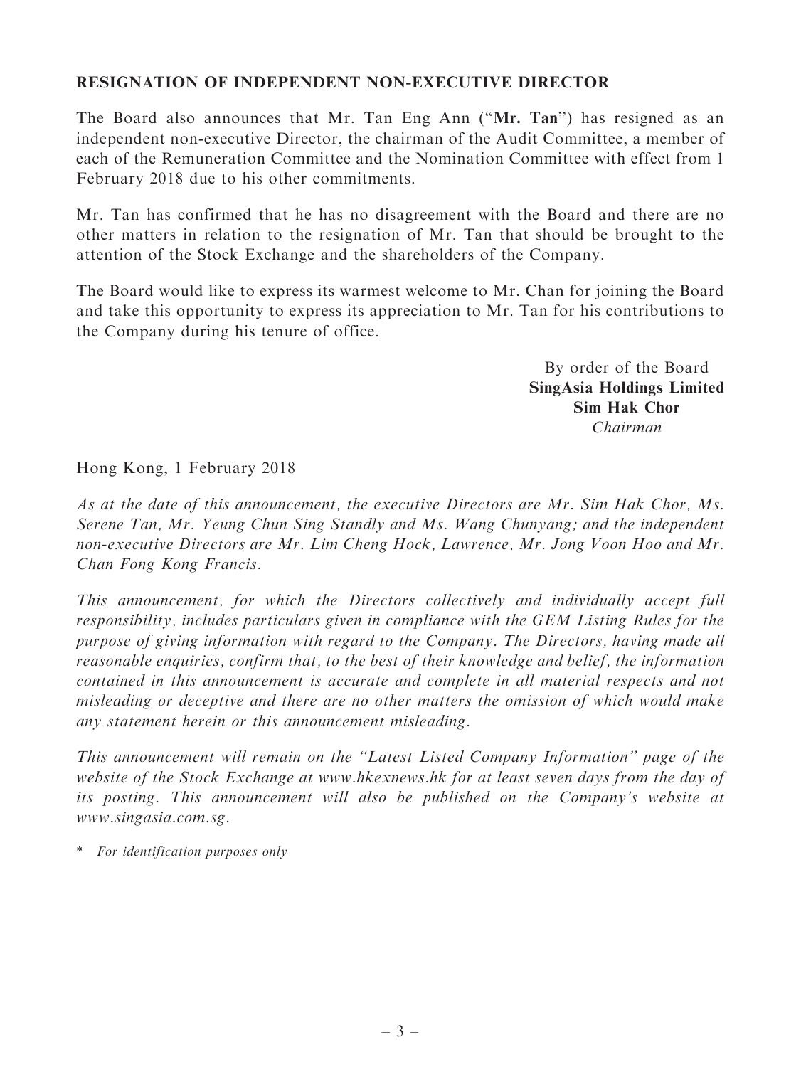**RESIGNATION OF INDEPENDENT NON-EXECUTIVE DIRECTOR**

The Board also announces that Mr. Tan Eng Ann ("**Mr. Tan**") has resigned as an independent non-executive Director, the chairman of the Audit Committee, a member of each of the Remuneration Committee and the Nomination Committee with effect from 1 February 2018 due to his other commitments.

Mr. Tan has confirmed that he has no disagreement with the Board and there are no other matters in relation to the resignation of Mr. Tan that should be brought to the attention of the Stock Exchange and the shareholders of the Company.

The Board would like to express its warmest welcome to Mr. Chan for joining the Board and take this opportunity to express its appreciation to Mr. Tan for his contributions to the Company during his tenure of office.

By order of the Board
**SingAsia Holdings Limited**
**Sim Hak Chor**
*Chairman*

Hong Kong, 1 February 2018

*As at the date of this announcement, the executive Directors are Mr. Sim Hak Chor, Ms. Serene Tan, Mr. Yeung Chun Sing Standly and Ms. Wang Chunyang; and the independent non-executive Directors are Mr. Lim Cheng Hock, Lawrence, Mr. Jong Voon Hoo and Mr. Chan Fong Kong Francis.*

*This announcement, for which the Directors collectively and individually accept full responsibility, includes particulars given in compliance with the GEM Listing Rules for the purpose of giving information with regard to the Company. The Directors, having made all reasonable enquiries, confirm that, to the best of their knowledge and belief, the information contained in this announcement is accurate and complete in all material respects and not misleading or deceptive and there are no other matters the omission of which would make any statement herein or this announcement misleading.*

*This announcement will remain on the "Latest Listed Company Information" page of the website of the Stock Exchange at www.hkexnews.hk for at least seven days from the day of its posting. This announcement will also be published on the Company's website at www.singasia.com.sg.*

\* *For identification purposes only*